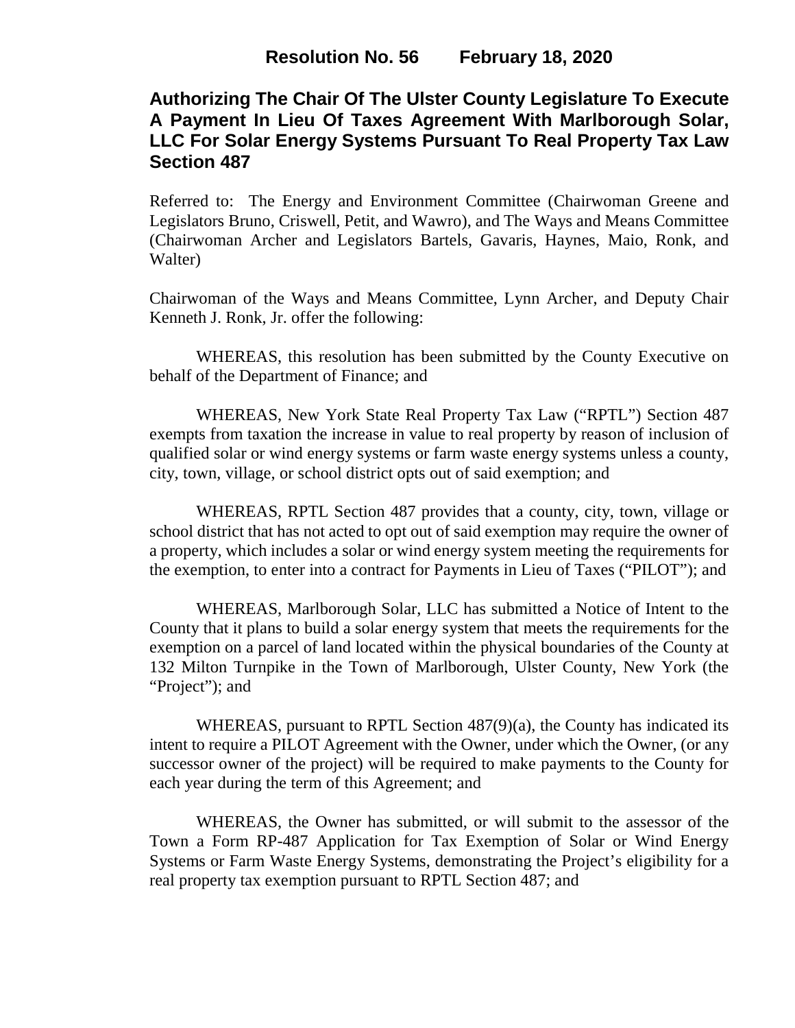**Resolution No. 56 February 18, 2020**

# Authorizing The Chair Of The Ulster County Legislature To Execute A Payment In Lieu Of Taxes Agreement With Marlborough Solar, LLC For Solar Energy Systems Pursuant To Real Property Tax Law Section 487

Referred to: The Energy and Environment Committee (Chairwoman Greene and Legislators Bruno, Criswell, Petit, and Wawro), and The Ways and Means Committee (Chairwoman Archer and Legislators Bartels, Gavaris, Haynes, Maio, Ronk, and Walter)

Chairwoman of the Ways and Means Committee, Lynn Archer, and Deputy Chair Kenneth J. Ronk, Jr. offer the following:

WHEREAS, this resolution has been submitted by the County Executive on behalf of the Department of Finance; and

WHEREAS, New York State Real Property Tax Law ("RPTL") Section 487 exempts from taxation the increase in value to real property by reason of inclusion of qualified solar or wind energy systems or farm waste energy systems unless a county, city, town, village, or school district opts out of said exemption; and

WHEREAS, RPTL Section 487 provides that a county, city, town, village or school district that has not acted to opt out of said exemption may require the owner of a property, which includes a solar or wind energy system meeting the requirements for the exemption, to enter into a contract for Payments in Lieu of Taxes ("PILOT"); and

WHEREAS, Marlborough Solar, LLC has submitted a Notice of Intent to the County that it plans to build a solar energy system that meets the requirements for the exemption on a parcel of land located within the physical boundaries of the County at 132 Milton Turnpike in the Town of Marlborough, Ulster County, New York (the "Project"); and

WHEREAS, pursuant to RPTL Section 487(9)(a), the County has indicated its intent to require a PILOT Agreement with the Owner, under which the Owner, (or any successor owner of the project) will be required to make payments to the County for each year during the term of this Agreement; and

WHEREAS, the Owner has submitted, or will submit to the assessor of the Town a Form RP-487 Application for Tax Exemption of Solar or Wind Energy Systems or Farm Waste Energy Systems, demonstrating the Project's eligibility for a real property tax exemption pursuant to RPTL Section 487; and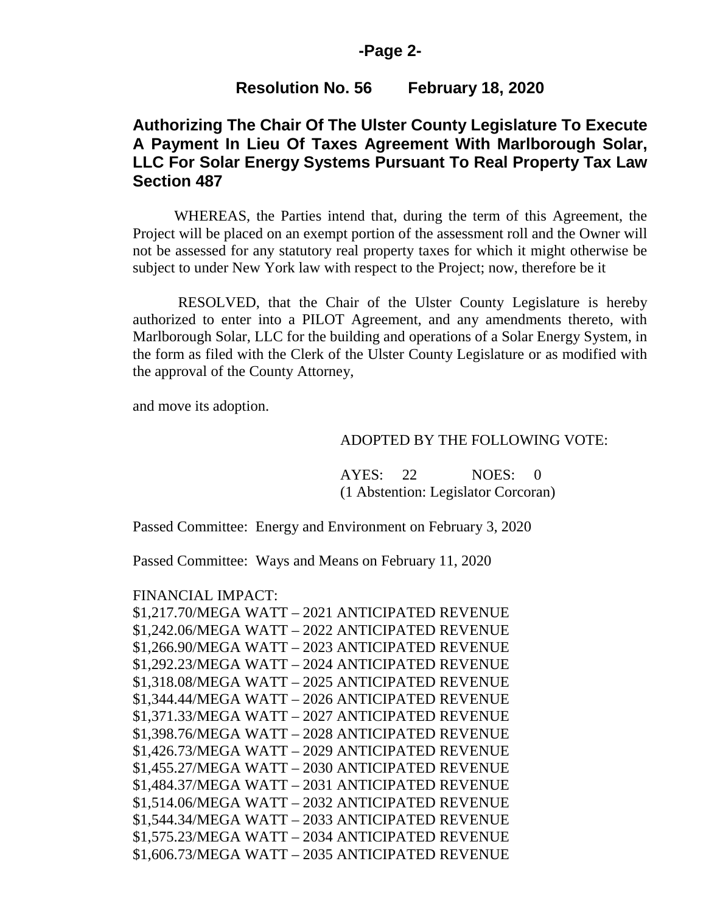## Resolution No. 56 February 18, 2020

### Authorizing The Chair Of The Ulster County Legislature To Execute A Payment In Lieu Of Taxes Agreement With Marlborough Solar, LLC For Solar Energy Systems Pursuant To Real Property Tax Law Section 487

WHEREAS, the Parties intend that, during the term of this Agreement, the Project will be placed on an exempt portion of the assessment roll and the Owner will not be assessed for any statutory real property taxes for which it might otherwise be subject to under New York law with respect to the Project; now, therefore be it

RESOLVED, that the Chair of the Ulster County Legislature is hereby authorized to enter into a PILOT Agreement, and any amendments thereto, with Marlborough Solar, LLC for the building and operations of a Solar Energy System, in the form as filed with the Clerk of the Ulster County Legislature or as modified with the approval of the County Attorney,

and move its adoption.

ADOPTED BY THE FOLLOWING VOTE:

AYES: 22 NOES: 0
(1 Abstention: Legislator Corcoran)

Passed Committee: Energy and Environment on February 3, 2020

Passed Committee: Ways and Means on February 11, 2020

FINANCIAL IMPACT:
$1,217.70/MEGA WATT – 2021 ANTICIPATED REVENUE
$1,242.06/MEGA WATT – 2022 ANTICIPATED REVENUE
$1,266.90/MEGA WATT – 2023 ANTICIPATED REVENUE
$1,292.23/MEGA WATT – 2024 ANTICIPATED REVENUE
$1,318.08/MEGA WATT – 2025 ANTICIPATED REVENUE
$1,344.44/MEGA WATT – 2026 ANTICIPATED REVENUE
$1,371.33/MEGA WATT – 2027 ANTICIPATED REVENUE
$1,398.76/MEGA WATT – 2028 ANTICIPATED REVENUE
$1,426.73/MEGA WATT – 2029 ANTICIPATED REVENUE
$1,455.27/MEGA WATT – 2030 ANTICIPATED REVENUE
$1,484.37/MEGA WATT – 2031 ANTICIPATED REVENUE
$1,514.06/MEGA WATT – 2032 ANTICIPATED REVENUE
$1,544.34/MEGA WATT – 2033 ANTICIPATED REVENUE
$1,575.23/MEGA WATT – 2034 ANTICIPATED REVENUE
$1,606.73/MEGA WATT – 2035 ANTICIPATED REVENUE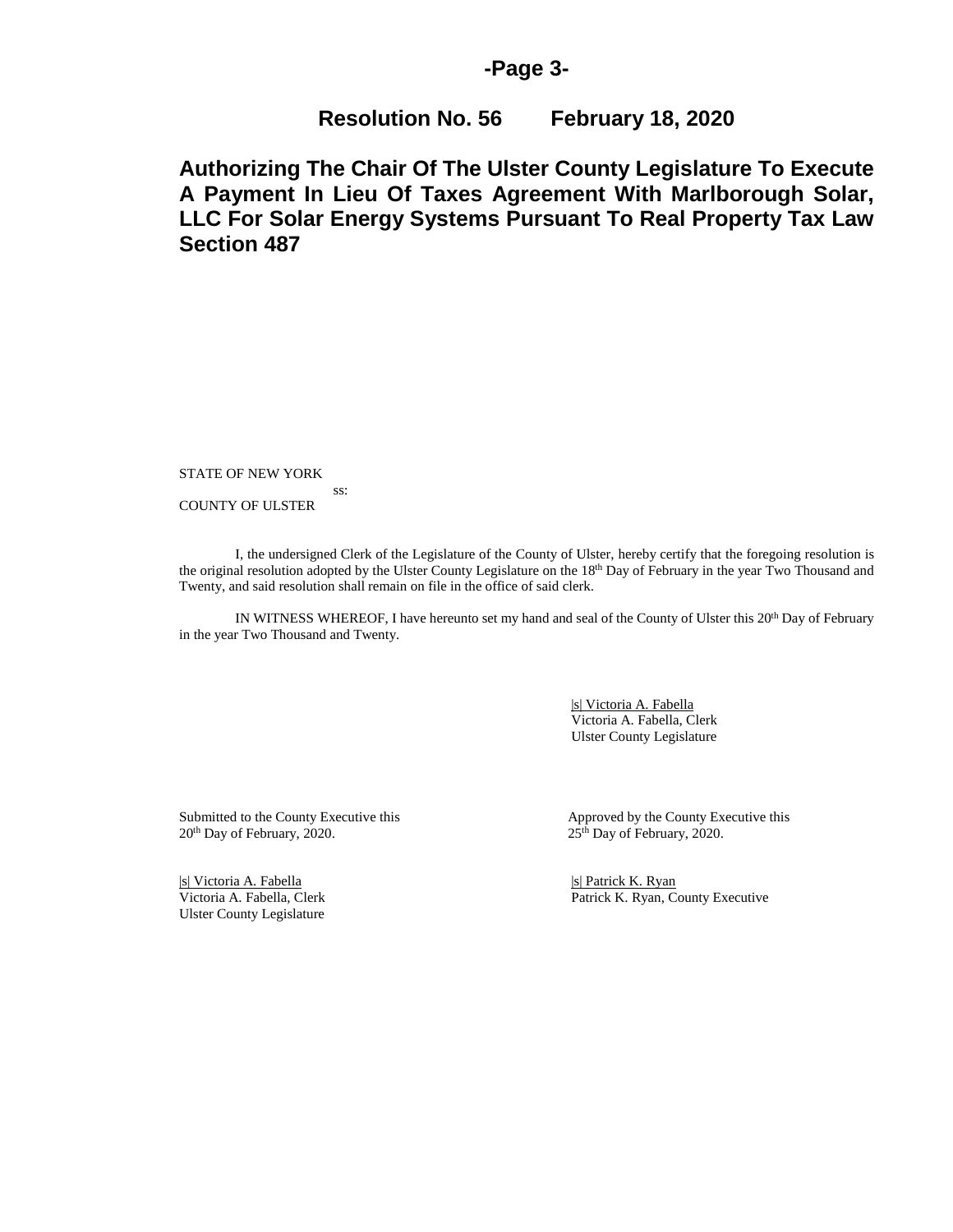## Resolution No. 56 February 18, 2020

## Authorizing The Chair Of The Ulster County Legislature To Execute A Payment In Lieu Of Taxes Agreement With Marlborough Solar, LLC For Solar Energy Systems Pursuant To Real Property Tax Law Section 487

STATE OF NEW YORK
ss:
COUNTY OF ULSTER

I, the undersigned Clerk of the Legislature of the County of Ulster, hereby certify that the foregoing resolution is the original resolution adopted by the Ulster County Legislature on the 18th Day of February in the year Two Thousand and Twenty, and said resolution shall remain on file in the office of said clerk.

IN WITNESS WHEREOF, I have hereunto set my hand and seal of the County of Ulster this 20th Day of February in the year Two Thousand and Twenty.

|s| Victoria A. Fabella
Victoria A. Fabella, Clerk
Ulster County Legislature

Submitted to the County Executive this
20th Day of February, 2020.

|s| Victoria A. Fabella
Victoria A. Fabella, Clerk
Ulster County Legislature

Approved by the County Executive this
25th Day of February, 2020.

|s| Patrick K. Ryan
Patrick K. Ryan, County Executive